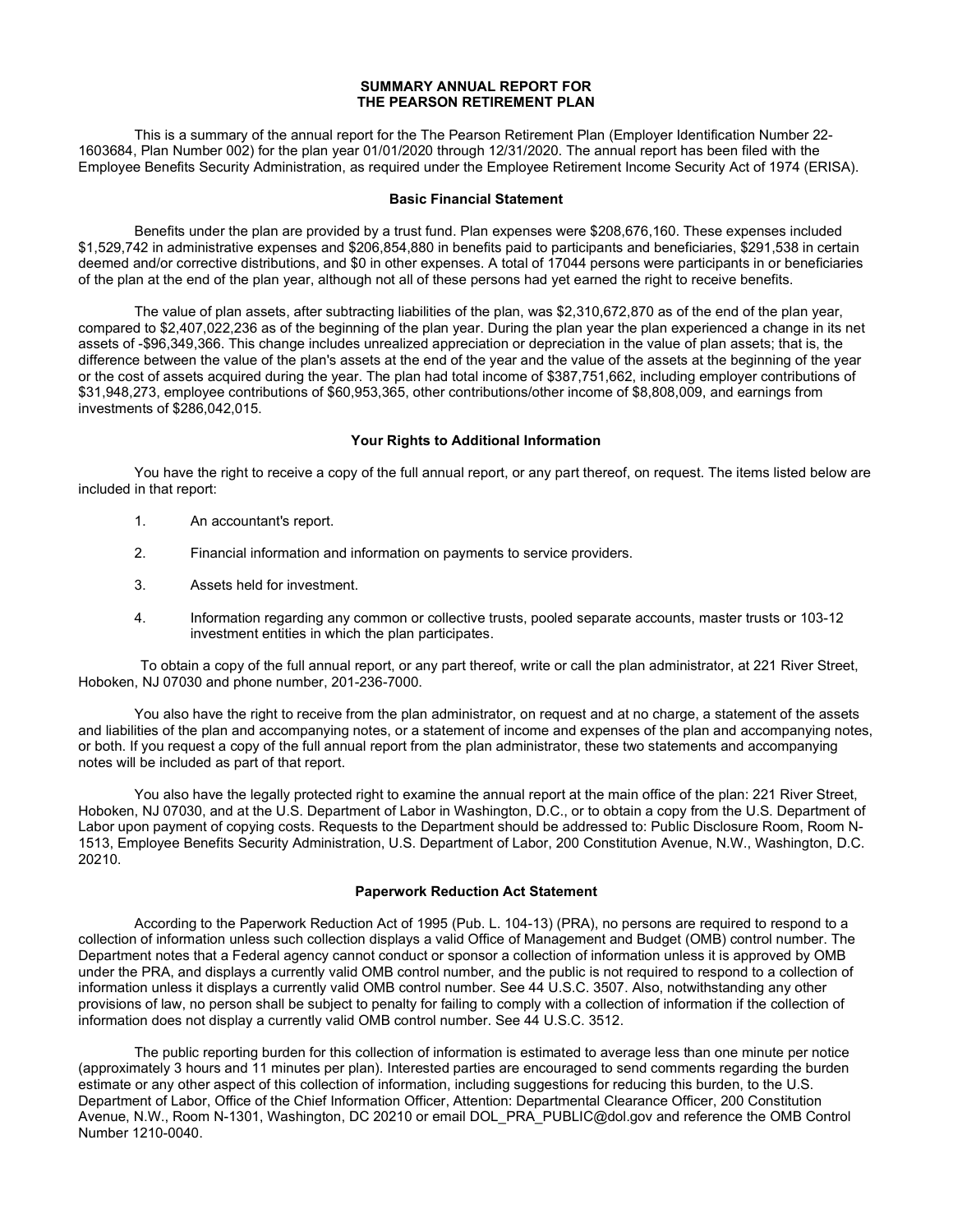# SUMMARY ANNUAL REPORT FOR THE PEARSON RETIREMENT PLAN

This is a summary of the annual report for the The Pearson Retirement Plan (Employer Identification Number 22-1603684, Plan Number 002) for the plan year 01/01/2020 through 12/31/2020. The annual report has been filed with the Employee Benefits Security Administration, as required under the Employee Retirement Income Security Act of 1974 (ERISA).

## Basic Financial Statement

Benefits under the plan are provided by a trust fund. Plan expenses were $208,676,160. These expenses included $1,529,742 in administrative expenses and $206,854,880 in benefits paid to participants and beneficiaries, $291,538 in certain deemed and/or corrective distributions, and $0 in other expenses. A total of 17044 persons were participants in or beneficiaries of the plan at the end of the plan year, although not all of these persons had yet earned the right to receive benefits.

The value of plan assets, after subtracting liabilities of the plan, was $2,310,672,870 as of the end of the plan year, compared to $2,407,022,236 as of the beginning of the plan year. During the plan year the plan experienced a change in its net assets of -$96,349,366. This change includes unrealized appreciation or depreciation in the value of plan assets; that is, the difference between the value of the plan's assets at the end of the year and the value of the assets at the beginning of the year or the cost of assets acquired during the year. The plan had total income of $387,751,662, including employer contributions of $31,948,273, employee contributions of $60,953,365, other contributions/other income of $8,808,009, and earnings from investments of $286,042,015.

## Your Rights to Additional Information

You have the right to receive a copy of the full annual report, or any part thereof, on request. The items listed below are included in that report:

1. An accountant's report.
2. Financial information and information on payments to service providers.
3. Assets held for investment.
4. Information regarding any common or collective trusts, pooled separate accounts, master trusts or 103-12 investment entities in which the plan participates.

To obtain a copy of the full annual report, or any part thereof, write or call the plan administrator, at 221 River Street, Hoboken, NJ 07030 and phone number, 201-236-7000.

You also have the right to receive from the plan administrator, on request and at no charge, a statement of the assets and liabilities of the plan and accompanying notes, or a statement of income and expenses of the plan and accompanying notes, or both. If you request a copy of the full annual report from the plan administrator, these two statements and accompanying notes will be included as part of that report.

You also have the legally protected right to examine the annual report at the main office of the plan: 221 River Street, Hoboken, NJ 07030, and at the U.S. Department of Labor in Washington, D.C., or to obtain a copy from the U.S. Department of Labor upon payment of copying costs. Requests to the Department should be addressed to: Public Disclosure Room, Room N-1513, Employee Benefits Security Administration, U.S. Department of Labor, 200 Constitution Avenue, N.W., Washington, D.C. 20210.

## Paperwork Reduction Act Statement

According to the Paperwork Reduction Act of 1995 (Pub. L. 104-13) (PRA), no persons are required to respond to a collection of information unless such collection displays a valid Office of Management and Budget (OMB) control number. The Department notes that a Federal agency cannot conduct or sponsor a collection of information unless it is approved by OMB under the PRA, and displays a currently valid OMB control number, and the public is not required to respond to a collection of information unless it displays a currently valid OMB control number. See 44 U.S.C. 3507. Also, notwithstanding any other provisions of law, no person shall be subject to penalty for failing to comply with a collection of information if the collection of information does not display a currently valid OMB control number. See 44 U.S.C. 3512.

The public reporting burden for this collection of information is estimated to average less than one minute per notice (approximately 3 hours and 11 minutes per plan). Interested parties are encouraged to send comments regarding the burden estimate or any other aspect of this collection of information, including suggestions for reducing this burden, to the U.S. Department of Labor, Office of the Chief Information Officer, Attention: Departmental Clearance Officer, 200 Constitution Avenue, N.W., Room N-1301, Washington, DC 20210 or email DOL_PRA_PUBLIC@dol.gov and reference the OMB Control Number 1210-0040.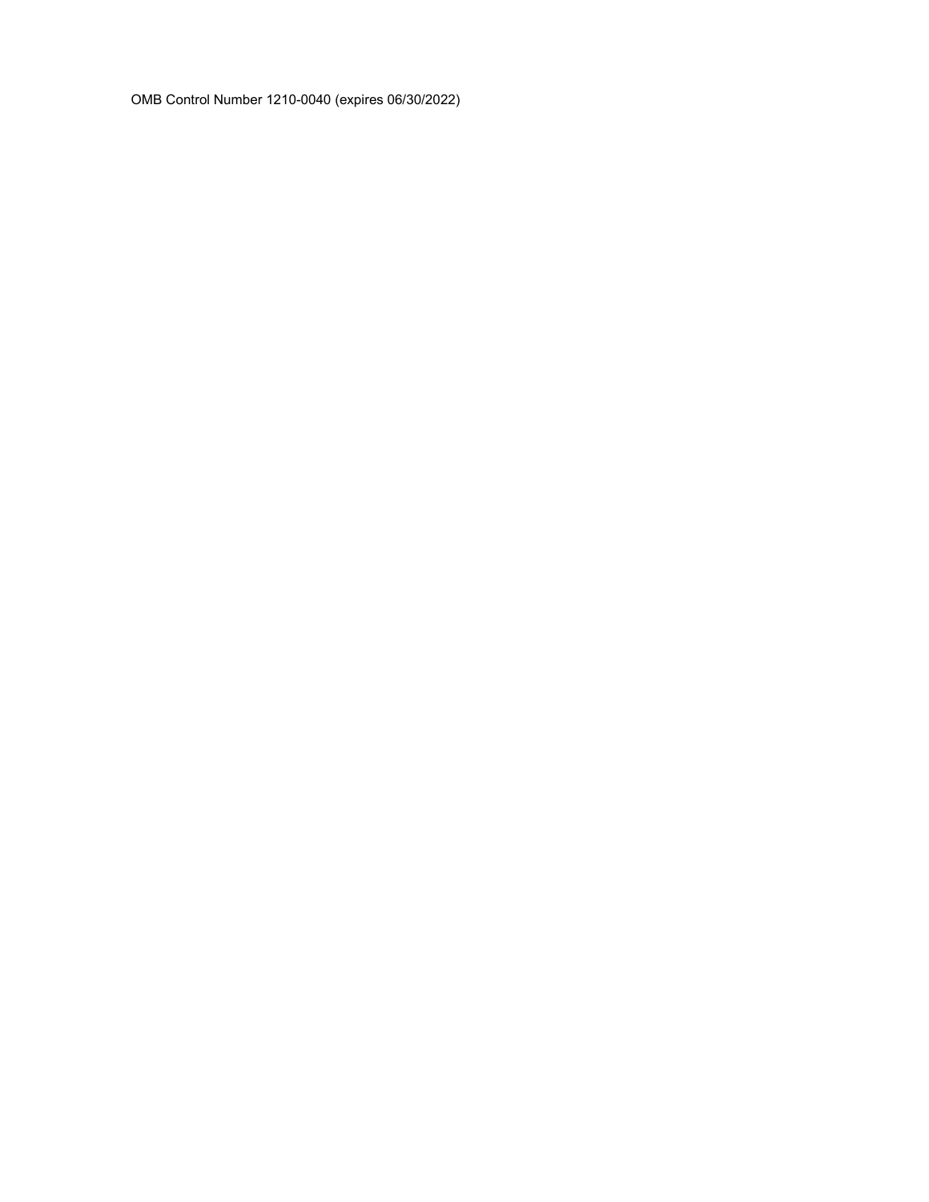OMB Control Number 1210-0040 (expires 06/30/2022)